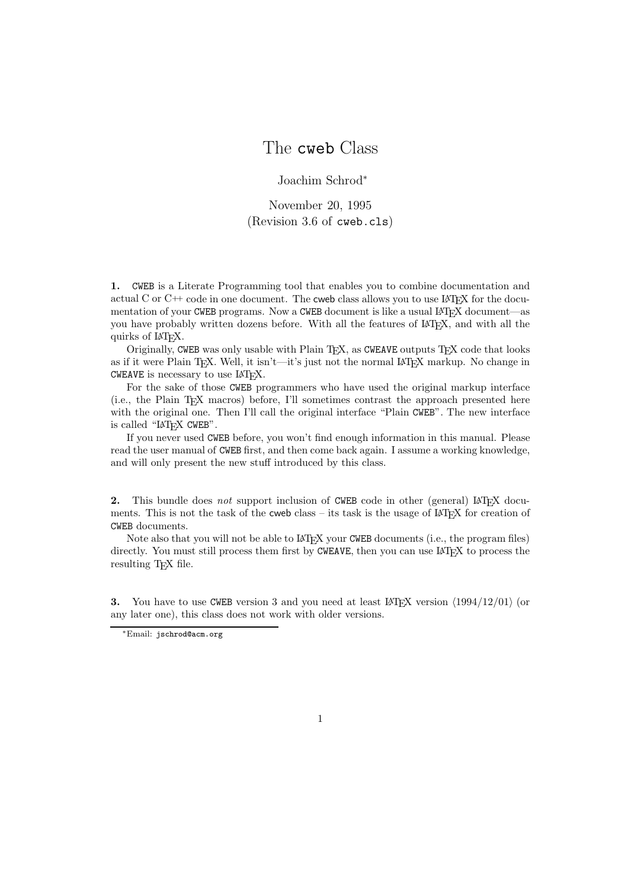# The `cweb` Class

Joachim Schrod*

November 20, 1995
(Revision 3.6 of `cweb.cls`)

**1.** CWEB is a Literate Programming tool that enables you to combine documentation and actual C or C++ code in one document. The cweb class allows you to use LaTeX for the documentation of your CWEB programs. Now a CWEB document is like a usual LaTeX document—as you have probably written dozens before. With all the features of LaTeX, and with all the quirks of LaTeX.

Originally, CWEB was only usable with Plain TeX, as CWEAVE outputs TeX code that looks as if it were Plain TeX. Well, it isn't—it's just not the normal LaTeX markup. No change in CWEAVE is necessary to use LaTeX.

For the sake of those CWEB programmers who have used the original markup interface (i.e., the Plain TeX macros) before, I'll sometimes contrast the approach presented here with the original one. Then I'll call the original interface "Plain CWEB". The new interface is called "LaTeX CWEB".

If you never used CWEB before, you won't find enough information in this manual. Please read the user manual of CWEB first, and then come back again. I assume a working knowledge, and will only present the new stuff introduced by this class.

**2.** This bundle does *not* support inclusion of CWEB code in other (general) LaTeX documents. This is not the task of the cweb class – its task is the usage of LaTeX for creation of CWEB documents.

Note also that you will not be able to LaTeX your CWEB documents (i.e., the program files) directly. You must still process them first by CWEAVE, then you can use LaTeX to process the resulting TeX file.

**3.** You have to use CWEB version 3 and you need at least LaTeX version ⟨1994/12/01⟩ (or any later one), this class does not work with older versions.

*Email: `jschrod@acm.org`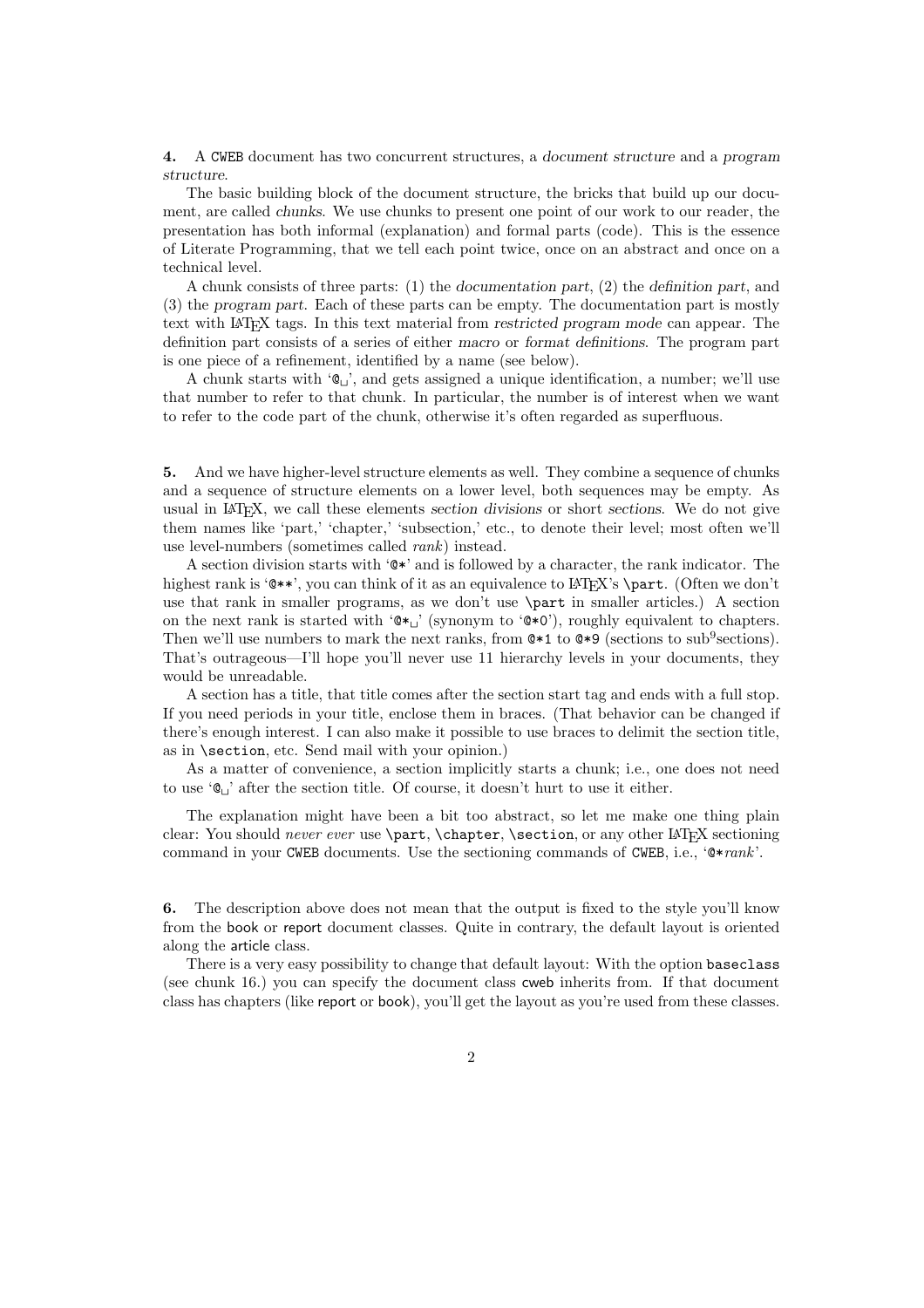**4.** A `CWEB` document has two concurrent structures, a *document structure* and a *program structure*.

The basic building block of the document structure, the bricks that build up our document, are called *chunks*. We use chunks to present one point of our work to our reader, the presentation has both informal (explanation) and formal parts (code). This is the essence of Literate Programming, that we tell each point twice, once on an abstract and once on a technical level.

A chunk consists of three parts: (1) the *documentation part*, (2) the *definition part*, and (3) the *program part*. Each of these parts can be empty. The documentation part is mostly text with LaTeX tags. In this text material from *restricted program mode* can appear. The definition part consists of a series of either *macro* or *format definitions*. The program part is one piece of a refinement, identified by a name (see below).

A chunk starts with '`@␣`', and gets assigned a unique identification, a number; we'll use that number to refer to that chunk. In particular, the number is of interest when we want to refer to the code part of the chunk, otherwise it's often regarded as superfluous.

**5.** And we have higher-level structure elements as well. They combine a sequence of chunks and a sequence of structure elements on a lower level, both sequences may be empty. As usual in LaTeX, we call these elements *section divisions* or short *sections*. We do not give them names like 'part,' 'chapter,' 'subsection,' etc., to denote their level; most often we'll use level-numbers (sometimes called *rank*) instead.

A section division starts with '`@*`' and is followed by a character, the rank indicator. The highest rank is '`@**`', you can think of it as an equivalence to LaTeX's `\part`. (Often we don't use that rank in smaller programs, as we don't use `\part` in smaller articles.) A section on the next rank is started with '`@*␣`' (synonym to '`@*0`'), roughly equivalent to chapters. Then we'll use numbers to mark the next ranks, from `@*1` to `@*9` (sections to sub$^9$sections). That's outrageous—I'll hope you'll never use 11 hierarchy levels in your documents, they would be unreadable.

A section has a title, that title comes after the section start tag and ends with a full stop. If you need periods in your title, enclose them in braces. (That behavior can be changed if there's enough interest. I can also make it possible to use braces to delimit the section title, as in `\section`, etc. Send mail with your opinion.)

As a matter of convenience, a section implicitly starts a chunk; i.e., one does not need to use '`@␣`' after the section title. Of course, it doesn't hurt to use it either.

The explanation might have been a bit too abstract, so let me make one thing plain clear: You should *never ever* use `\part`, `\chapter`, `\section`, or any other LaTeX sectioning command in your `CWEB` documents. Use the sectioning commands of `CWEB`, i.e., '`@*`*rank*'.

**6.** The description above does not mean that the output is fixed to the style you'll know from the book or report document classes. Quite in contrary, the default layout is oriented along the article class.

There is a very easy possibility to change that default layout: With the option `baseclass` (see chunk 16.) you can specify the document class cweb inherits from. If that document class has chapters (like report or book), you'll get the layout as you're used from these classes.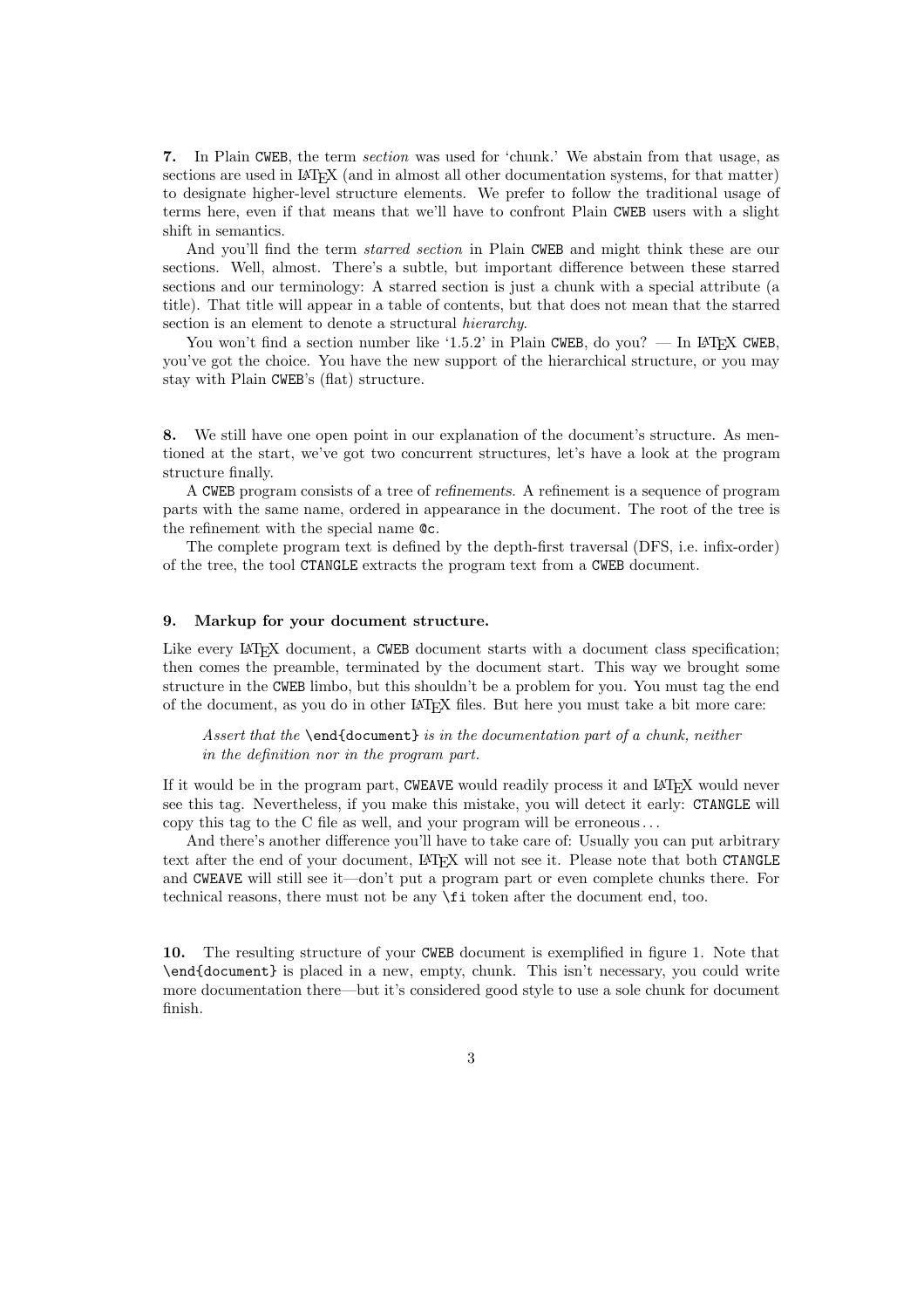**7.** In Plain CWEB, the term *section* was used for 'chunk.' We abstain from that usage, as sections are used in LaTeX (and in almost all other documentation systems, for that matter) to designate higher-level structure elements. We prefer to follow the traditional usage of terms here, even if that means that we'll have to confront Plain CWEB users with a slight shift in semantics.

And you'll find the term *starred section* in Plain CWEB and might think these are our sections. Well, almost. There's a subtle, but important difference between these starred sections and our terminology: A starred section is just a chunk with a special attribute (a title). That title will appear in a table of contents, but that does not mean that the starred section is an element to denote a structural *hierarchy*.

You won't find a section number like '1.5.2' in Plain CWEB, do you? — In LaTeX CWEB, you've got the choice. You have the new support of the hierarchical structure, or you may stay with Plain CWEB's (flat) structure.

**8.** We still have one open point in our explanation of the document's structure. As mentioned at the start, we've got two concurrent structures, let's have a look at the program structure finally.

A CWEB program consists of a tree of *refinements*. A refinement is a sequence of program parts with the same name, ordered in appearance in the document. The root of the tree is the refinement with the special name `@c`.

The complete program text is defined by the depth-first traversal (DFS, i.e. infix-order) of the tree, the tool CTANGLE extracts the program text from a CWEB document.

### 9. Markup for your document structure.

Like every LaTeX document, a CWEB document starts with a document class specification; then comes the preamble, terminated by the document start. This way we brought some structure in the CWEB limbo, but this shouldn't be a problem for you. You must tag the end of the document, as you do in other LaTeX files. But here you must take a bit more care:

> *Assert that the* `\end{document}` *is in the documentation part of a chunk, neither in the definition nor in the program part.*

If it would be in the program part, CWEAVE would readily process it and LaTeX would never see this tag. Nevertheless, if you make this mistake, you will detect it early: CTANGLE will copy this tag to the C file as well, and your program will be erroneous...

And there's another difference you'll have to take care of: Usually you can put arbitrary text after the end of your document, LaTeX will not see it. Please note that both CTANGLE and CWEAVE will still see it—don't put a program part or even complete chunks there. For technical reasons, there must not be any `\fi` token after the document end, too.

**10.** The resulting structure of your CWEB document is exemplified in figure 1. Note that `\end{document}` is placed in a new, empty, chunk. This isn't necessary, you could write more documentation there—but it's considered good style to use a sole chunk for document finish.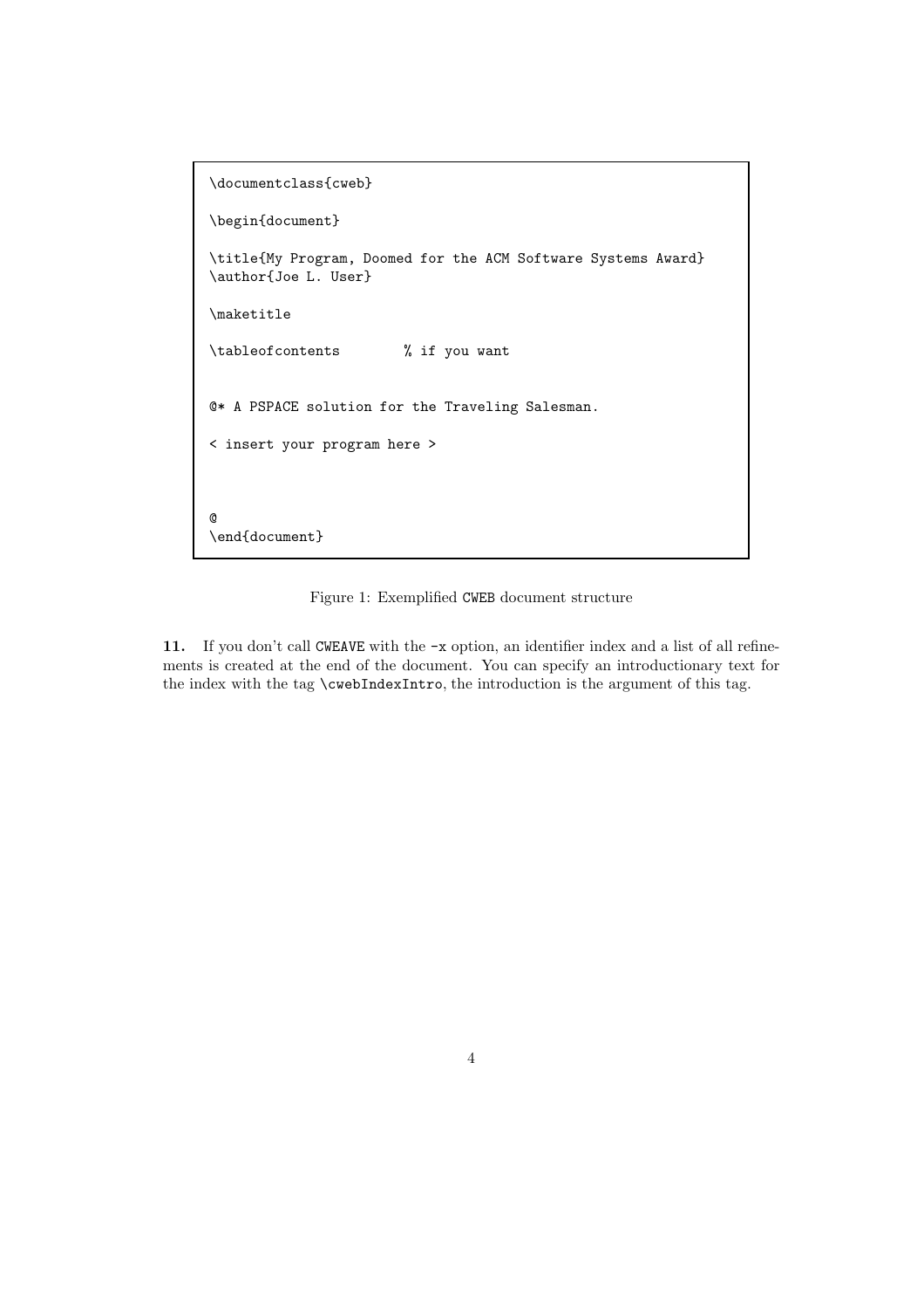```
\documentclass{cweb}

\begin{document}

\title{My Program, Doomed for the ACM Software Systems Award}
\author{Joe L. User}

\maketitle

\tableofcontents        % if you want


@* A PSPACE solution for the Traveling Salesman.

< insert your program here >



@
\end{document}
```

Figure 1: Exemplified CWEB document structure

**11.** If you don't call CWEAVE with the -x option, an identifier index and a list of all refinements is created at the end of the document. You can specify an introductionary text for the index with the tag `\cwebIndexIntro`, the introduction is the argument of this tag.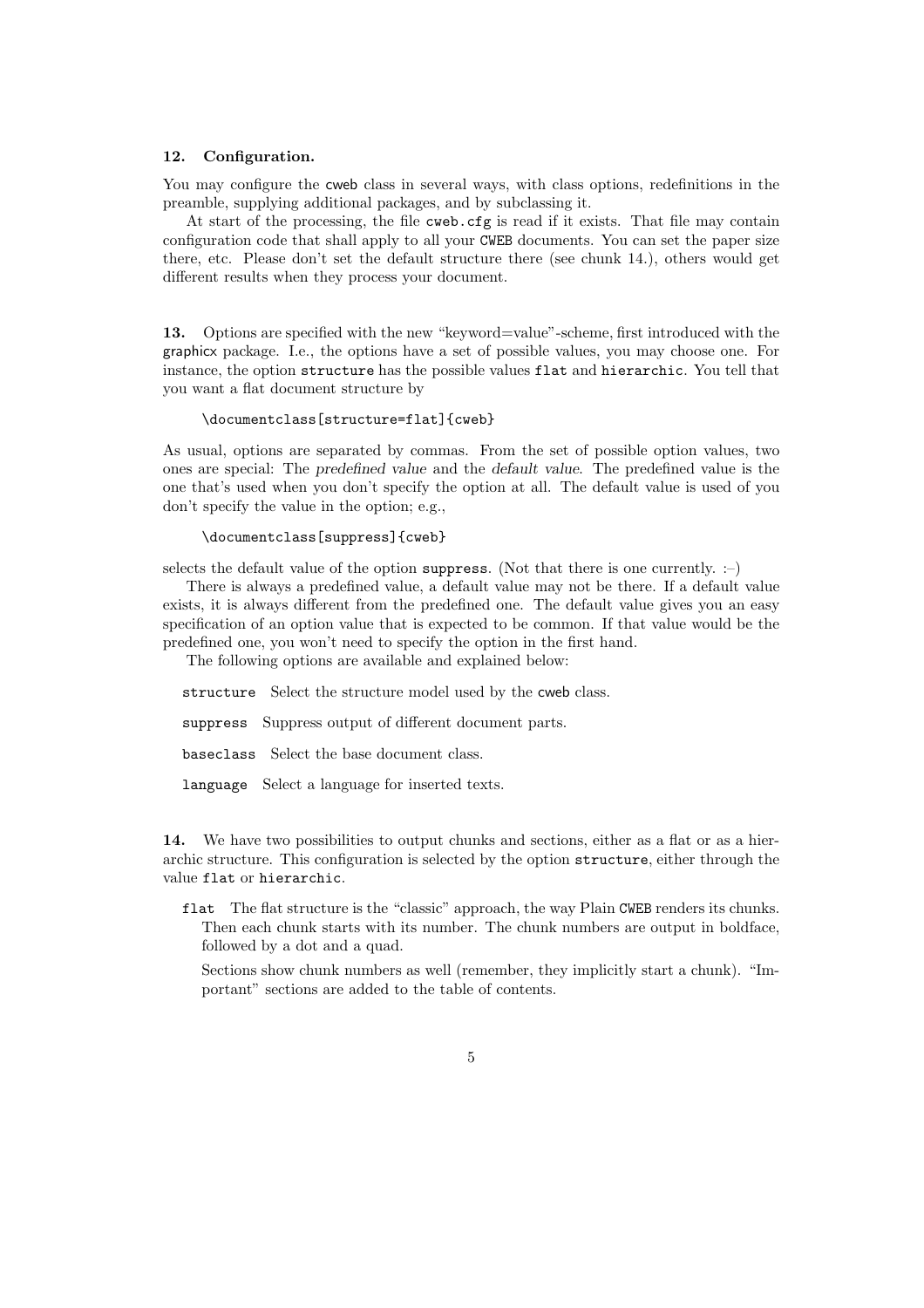**12. Configuration.**

You may configure the `cweb` class in several ways, with class options, redefinitions in the preamble, supplying additional packages, and by subclassing it.

At start of the processing, the file `cweb.cfg` is read if it exists. That file may contain configuration code that shall apply to all your CWEB documents. You can set the paper size there, etc. Please don't set the default structure there (see chunk 14.), others would get different results when they process your document.

**13.** Options are specified with the new "keyword=value"-scheme, first introduced with the graphicx package. I.e., the options have a set of possible values, you may choose one. For instance, the option `structure` has the possible values `flat` and `hierarchic`. You tell that you want a flat document structure by

```
\documentclass[structure=flat]{cweb}
```

As usual, options are separated by commas. From the set of possible option values, two ones are special: The *predefined value* and the *default value*. The predefined value is the one that's used when you don't specify the option at all. The default value is used of you don't specify the value in the option; e.g.,

```
\documentclass[suppress]{cweb}
```

selects the default value of the option `suppress`. (Not that there is one currently. :–)

There is always a predefined value, a default value may not be there. If a default value exists, it is always different from the predefined one. The default value gives you an easy specification of an option value that is expected to be common. If that value would be the predefined one, you won't need to specify the option in the first hand.

The following options are available and explained below:

`structure` Select the structure model used by the cweb class.

`suppress` Suppress output of different document parts.

`baseclass` Select the base document class.

`language` Select a language for inserted texts.

**14.** We have two possibilities to output chunks and sections, either as a flat or as a hierarchic structure. This configuration is selected by the option `structure`, either through the value `flat` or `hierarchic`.

`flat` The flat structure is the "classic" approach, the way Plain CWEB renders its chunks. Then each chunk starts with its number. The chunk numbers are output in boldface, followed by a dot and a quad.

Sections show chunk numbers as well (remember, they implicitly start a chunk). "Important" sections are added to the table of contents.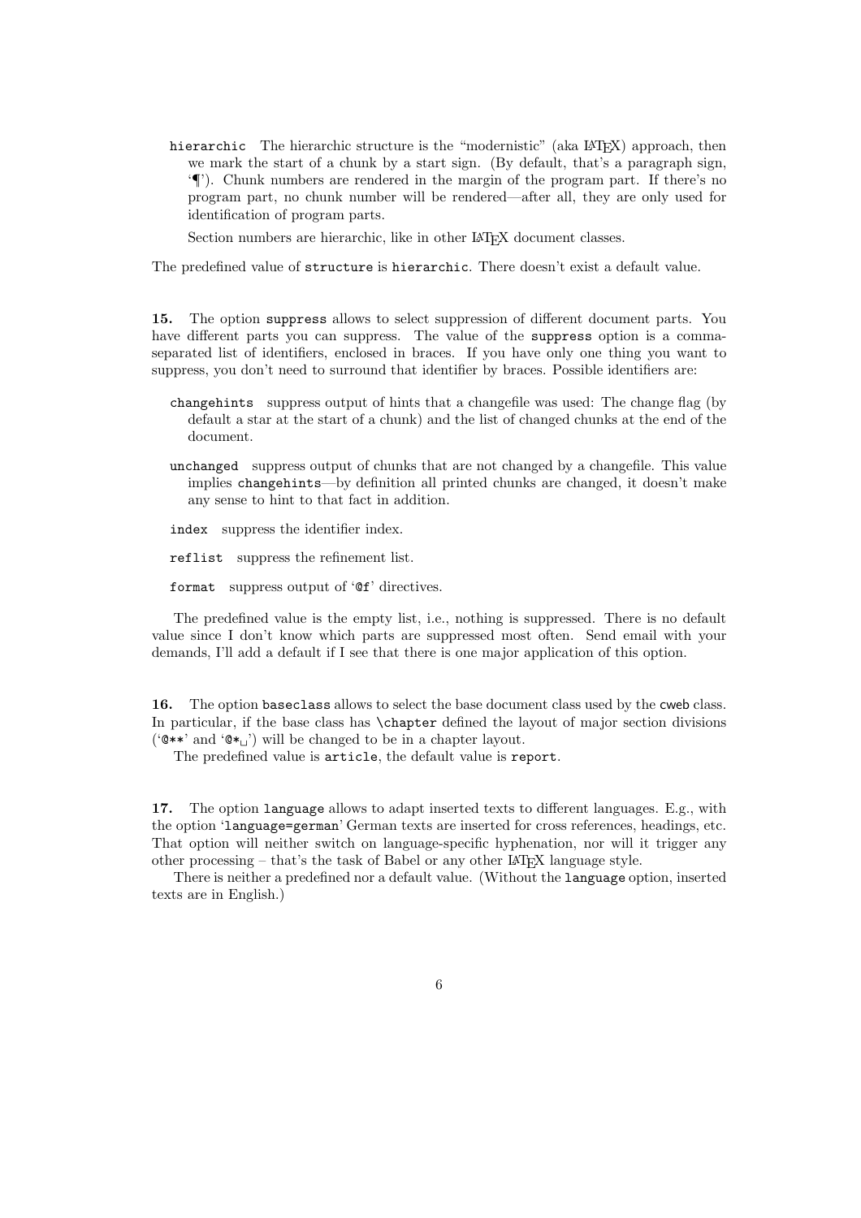`hierarchic` The hierarchic structure is the "modernistic" (aka LaTeX) approach, then we mark the start of a chunk by a start sign. (By default, that's a paragraph sign, '¶'). Chunk numbers are rendered in the margin of the program part. If there's no program part, no chunk number will be rendered—after all, they are only used for identification of program parts.

Section numbers are hierarchic, like in other LaTeX document classes.

The predefined value of `structure` is `hierarchic`. There doesn't exist a default value.

**15.** The option `suppress` allows to select suppression of different document parts. You have different parts you can suppress. The value of the `suppress` option is a comma-separated list of identifiers, enclosed in braces. If you have only one thing you want to suppress, you don't need to surround that identifier by braces. Possible identifiers are:

- `changehints` suppress output of hints that a changefile was used: The change flag (by default a star at the start of a chunk) and the list of changed chunks at the end of the document.
- `unchanged` suppress output of chunks that are not changed by a changefile. This value implies `changehints`—by definition all printed chunks are changed, it doesn't make any sense to hint to that fact in addition.
- `index` suppress the identifier index.
- `reflist` suppress the refinement list.
- `format` suppress output of '`@f`' directives.

The predefined value is the empty list, i.e., nothing is suppressed. There is no default value since I don't know which parts are suppressed most often. Send email with your demands, I'll add a default if I see that there is one major application of this option.

**16.** The option `baseclass` allows to select the base document class used by the `cweb` class. In particular, if the base class has `\chapter` defined the layout of major section divisions ('`@**`' and '`@*␣`') will be changed to be in a chapter layout.

The predefined value is `article`, the default value is `report`.

**17.** The option `language` allows to adapt inserted texts to different languages. E.g., with the option '`language=german`' German texts are inserted for cross references, headings, etc. That option will neither switch on language-specific hyphenation, nor will it trigger any other processing – that's the task of Babel or any other LaTeX language style.

There is neither a predefined nor a default value. (Without the `language` option, inserted texts are in English.)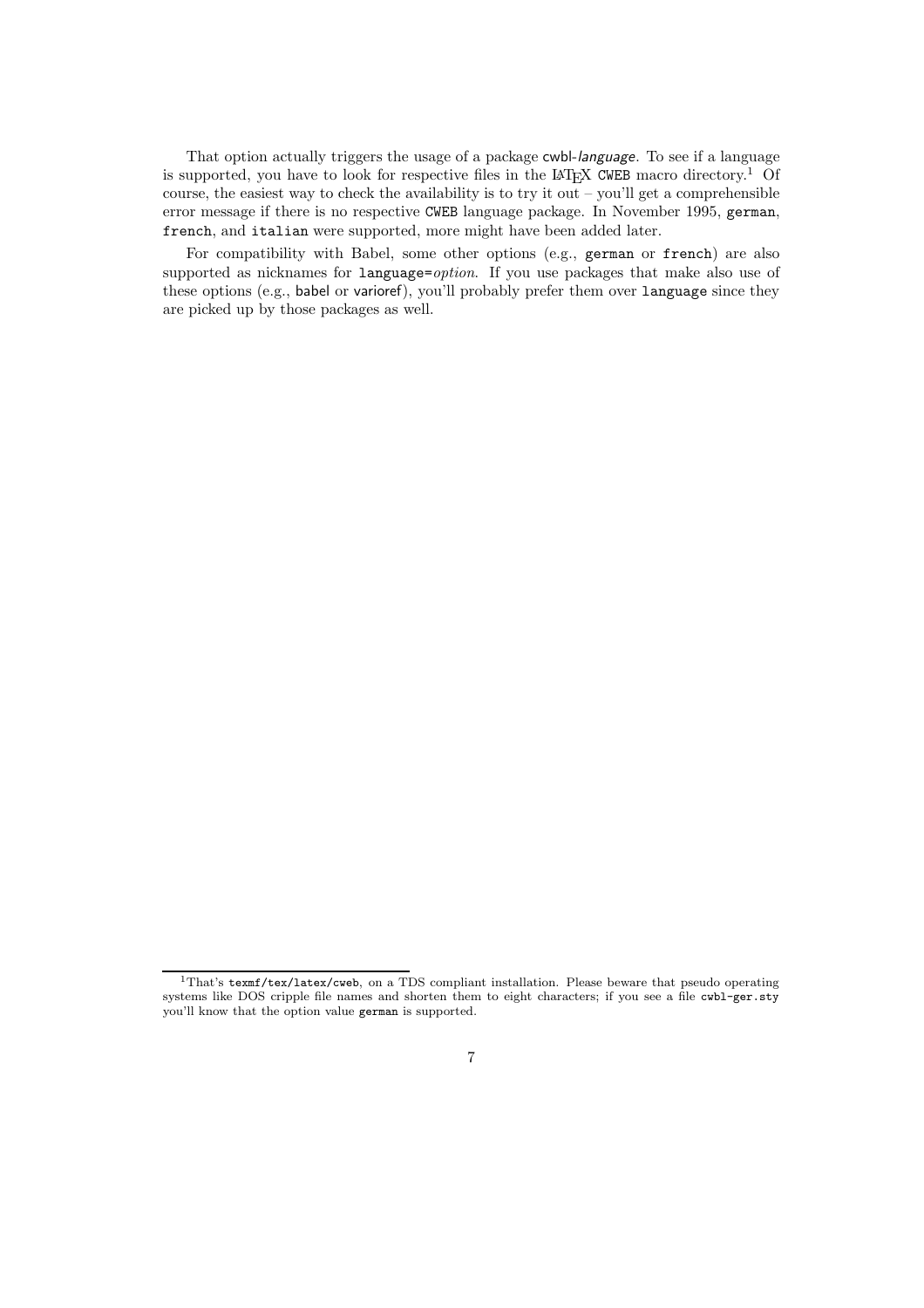That option actually triggers the usage of a package cwbl-*language*. To see if a language is supported, you have to look for respective files in the LaTeX CWEB macro directory.[1] Of course, the easiest way to check the availability is to try it out – you'll get a comprehensible error message if there is no respective CWEB language package. In November 1995, `german`, `french`, and `italian` were supported, more might have been added later.

For compatibility with Babel, some other options (e.g., `german` or `french`) are also supported as nicknames for `language=`*option*. If you use packages that make also use of these options (e.g., babel or varioref), you'll probably prefer them over `language` since they are picked up by those packages as well.

---

[1] That's `texmf/tex/latex/cweb`, on a TDS compliant installation. Please beware that pseudo operating systems like DOS cripple file names and shorten them to eight characters; if you see a file `cwbl-ger.sty` you'll know that the option value `german` is supported.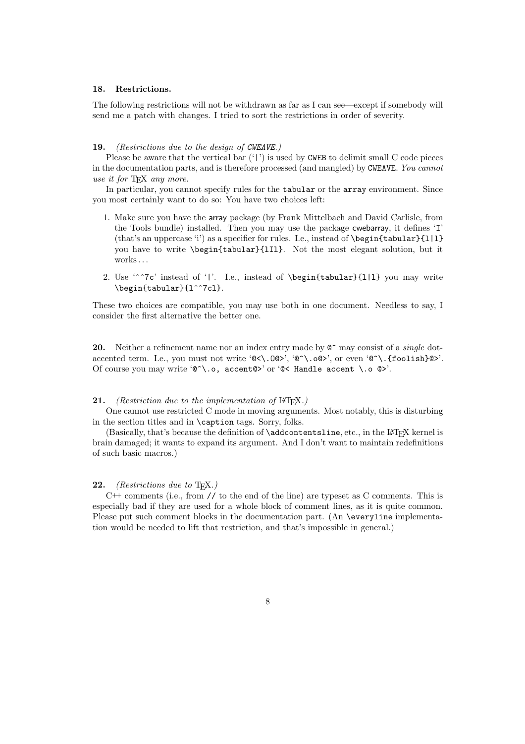### 18. Restrictions.

The following restrictions will not be withdrawn as far as I can see—except if somebody will send me a patch with changes. I tried to sort the restrictions in order of severity.

**19.** *(Restrictions due to the design of `CWEAVE`.)*

Please be aware that the vertical bar (‘`|`’) is used by `CWEB` to delimit small C code pieces in the documentation parts, and is therefore processed (and mangled) by `CWEAVE`. *You cannot use it for TeX any more.*

In particular, you cannot specify rules for the `tabular` or the `array` environment. Since you most certainly want to do so: You have two choices left:

1. Make sure you have the array package (by Frank Mittelbach and David Carlisle, from the Tools bundle) installed. Then you may use the package cwebarray, it defines ‘`I`’ (that’s an uppercase ‘i’) as a specifier for rules. I.e., instead of `\begin{tabular}{l|l}` you have to write `\begin{tabular}{lIl}`. Not the most elegant solution, but it works…

2. Use ‘`^^7c`’ instead of ‘`|`’. I.e., instead of `\begin{tabular}{l|l}` you may write `\begin{tabular}{l^^7cl}`.

These two choices are compatible, you may use both in one document. Needless to say, I consider the first alternative the better one.

**20.** Neither a refinement name nor an index entry made by `@^` may consist of a *single* dot-accented term. I.e., you must not write ‘`@<\.O@>`’, ‘`@^\.o@>`’, or even ‘`@^\.{foolish}@>`’. Of course you may write ‘`@^\.o, accent@>`’ or ‘`@< Handle accent \.o @>`’.

**21.** *(Restriction due to the implementation of LaTeX.)*

One cannot use restricted C mode in moving arguments. Most notably, this is disturbing in the section titles and in `\caption` tags. Sorry, folks.

(Basically, that’s because the definition of `\addcontentsline`, etc., in the LaTeX kernel is brain damaged; it wants to expand its argument. And I don’t want to maintain redefinitions of such basic macros.)

**22.** *(Restrictions due to TeX.)*

C++ comments (i.e., from `//` to the end of the line) are typeset as C comments. This is especially bad if they are used for a whole block of comment lines, as it is quite common. Please put such comment blocks in the documentation part. (An `\everyline` implementation would be needed to lift that restriction, and that’s impossible in general.)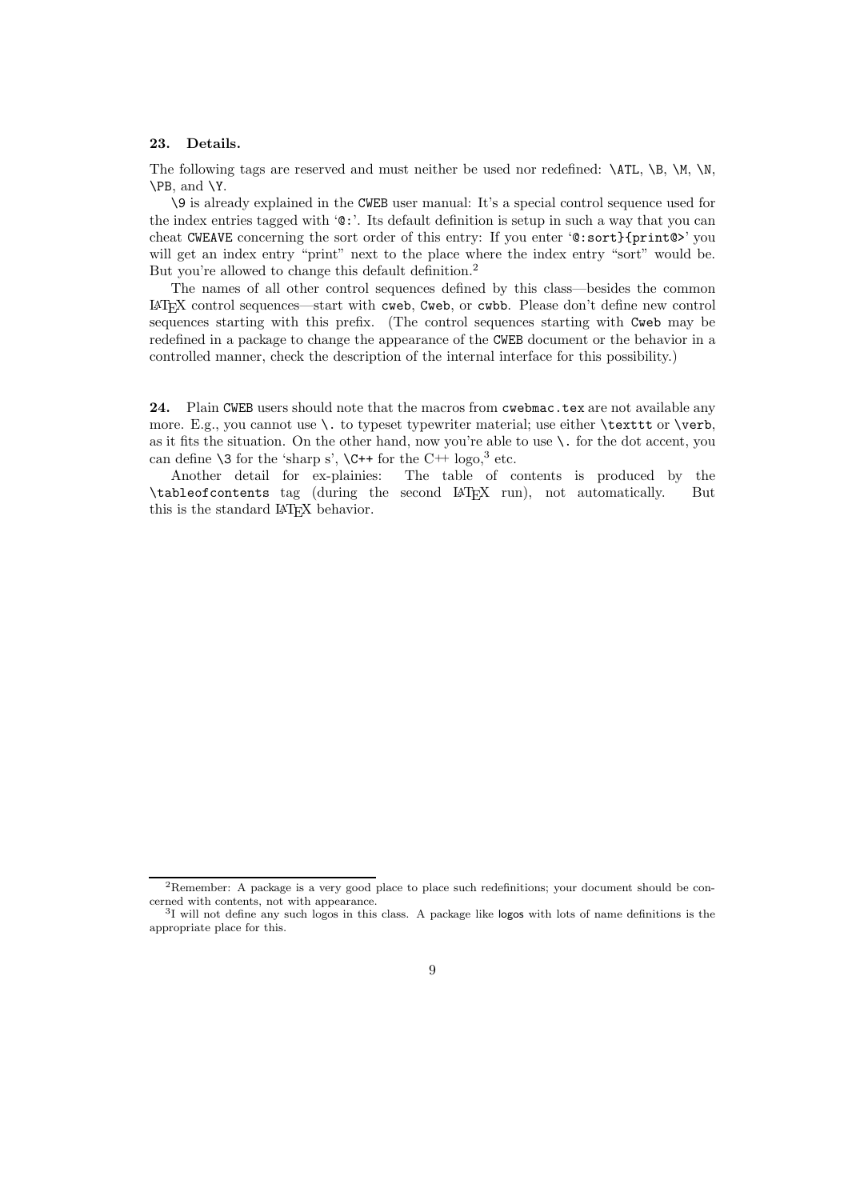**23. Details.**

The following tags are reserved and must neither be used nor redefined: `\ATL`, `\B`, `\M`, `\N`, `\PB`, and `\Y`.

`\9` is already explained in the CWEB user manual: It's a special control sequence used for the index entries tagged with '`@:`'. Its default definition is setup in such a way that you can cheat CWEAVE concerning the sort order of this entry: If you enter '`@:sort}{print@>`' you will get an index entry "print" next to the place where the index entry "sort" would be. But you're allowed to change this default definition.[2]

The names of all other control sequences defined by this class—besides the common LaTeX control sequences—start with `cweb`, `Cweb`, or `cwbb`. Please don't define new control sequences starting with this prefix. (The control sequences starting with `Cweb` may be redefined in a package to change the appearance of the CWEB document or the behavior in a controlled manner, check the description of the internal interface for this possibility.)

**24.** Plain CWEB users should note that the macros from `cwebmac.tex` are not available any more. E.g., you cannot use `\.` to typeset typewriter material; use either `\texttt` or `\verb`, as it fits the situation. On the other hand, now you're able to use `\.` for the dot accent, you can define `\3` for the 'sharp s', `\C++` for the C++ logo,[3] etc.

Another detail for ex-plainies: The table of contents is produced by the `\tableofcontents` tag (during the second LaTeX run), not automatically. But this is the standard LaTeX behavior.

---

[2] Remember: A package is a very good place to place such redefinitions; your document should be concerned with contents, not with appearance.

[3] I will not define any such logos in this class. A package like logos with lots of name definitions is the appropriate place for this.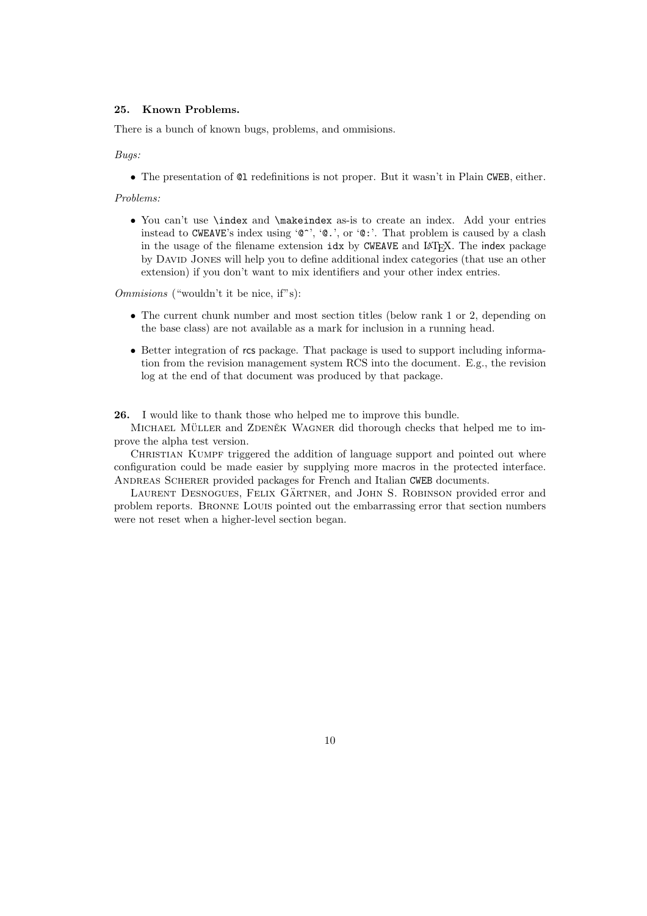## 25. Known Problems.

There is a bunch of known bugs, problems, and ommisions.

*Bugs:*

- The presentation of `@l` redefinitions is not proper. But it wasn't in Plain `CWEB`, either.

*Problems:*

- You can't use `\index` and `\makeindex` as-is to create an index. Add your entries instead to `CWEAVE`'s index using '`@^`', '`@.`', or '`@:`'. That problem is caused by a clash in the usage of the filename extension `idx` by `CWEAVE` and LaTeX. The index package by David Jones will help you to define additional index categories (that use an other extension) if you don't want to mix identifiers and your other index entries.

*Ommisions* ("wouldn't it be nice, if"s):

- The current chunk number and most section titles (below rank 1 or 2, depending on the base class) are not available as a mark for inclusion in a running head.
- Better integration of rcs package. That package is used to support including information from the revision management system RCS into the document. E.g., the revision log at the end of that document was produced by that package.

**26.** I would like to thank those who helped me to improve this bundle.

Michael Müller and Zdeněk Wagner did thorough checks that helped me to improve the alpha test version.

Christian Kumpf triggered the addition of language support and pointed out where configuration could be made easier by supplying more macros in the protected interface. Andreas Scherer provided packages for French and Italian `CWEB` documents.

Laurent Desnogues, Felix Gärtner, and John S. Robinson provided error and problem reports. Bronne Louis pointed out the embarrassing error that section numbers were not reset when a higher-level section began.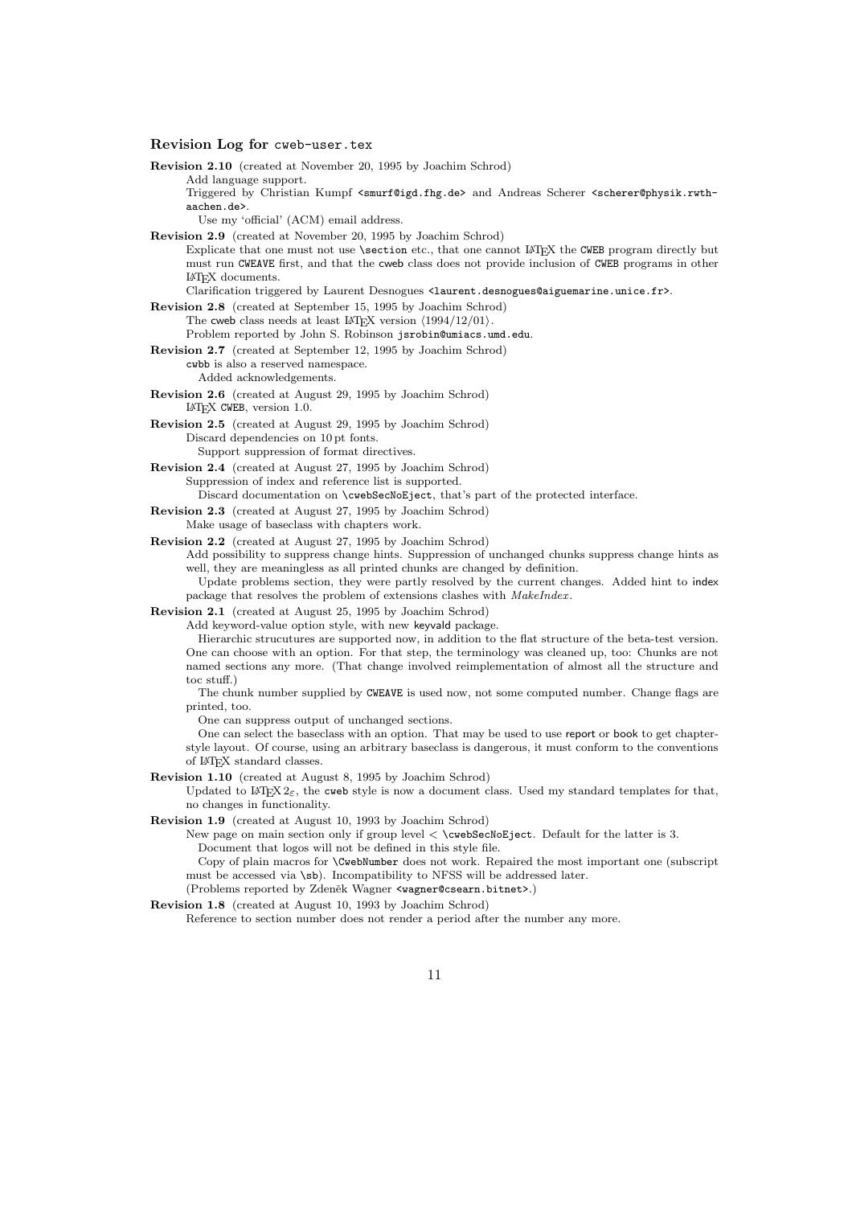### Revision Log for `cweb-user.tex`

**Revision 2.10** (created at November 20, 1995 by Joachim Schrod)
Add language support.
Triggered by Christian Kumpf `<smurf@igd.fhg.de>` and Andreas Scherer `<scherer@physik.rwth-aachen.de>`.
Use my 'official' (ACM) email address.

**Revision 2.9** (created at November 20, 1995 by Joachim Schrod)
Explicate that one must not use `\section` etc., that one cannot LaTeX the CWEB program directly but must run CWEAVE first, and that the cweb class does not provide inclusion of CWEB programs in other LaTeX documents.
Clarification triggered by Laurent Desnogues `<laurent.desnogues@aiguemarine.unice.fr>`.

**Revision 2.8** (created at September 15, 1995 by Joachim Schrod)
The cweb class needs at least LaTeX version ⟨1994/12/01⟩.
Problem reported by John S. Robinson `jsrobin@umiacs.umd.edu`.

**Revision 2.7** (created at September 12, 1995 by Joachim Schrod)
cwbb is also a reserved namespace.
Added acknowledgements.

**Revision 2.6** (created at August 29, 1995 by Joachim Schrod)
LaTeX CWEB, version 1.0.

**Revision 2.5** (created at August 29, 1995 by Joachim Schrod)
Discard dependencies on 10 pt fonts.
Support suppression of format directives.

**Revision 2.4** (created at August 27, 1995 by Joachim Schrod)
Suppression of index and reference list is supported.
Discard documentation on `\cwebSecNoEject`, that's part of the protected interface.

**Revision 2.3** (created at August 27, 1995 by Joachim Schrod)
Make usage of baseclass with chapters work.

**Revision 2.2** (created at August 27, 1995 by Joachim Schrod)
Add possibility to suppress change hints. Suppression of unchanged chunks suppress change hints as well, they are meaningless as all printed chunks are changed by definition.
Update problems section, they were partly resolved by the current changes. Added hint to index package that resolves the problem of extensions clashes with *MakeIndex*.

**Revision 2.1** (created at August 25, 1995 by Joachim Schrod)
Add keyword-value option style, with new keyval package.
Hierarchic strucutures are supported now, in addition to the flat structure of the beta-test version. One can choose with an option. For that step, the terminology was cleaned up, too: Chunks are not named sections any more. (That change involved reimplementation of almost all the structure and toc stuff.)
The chunk number supplied by CWEAVE is used now, not some computed number. Change flags are printed, too.
One can suppress output of unchanged sections.
One can select the baseclass with an option. That may be used to use report or book to get chapter-style layout. Of course, using an arbitrary baseclass is dangerous, it must conform to the conventions of LaTeX standard classes.

**Revision 1.10** (created at August 8, 1995 by Joachim Schrod)
Updated to LaTeX $2_\varepsilon$, the cweb style is now a document class. Used my standard templates for that, no changes in functionality.

**Revision 1.9** (created at August 10, 1993 by Joachim Schrod)
New page on main section only if group level < `\cwebSecNoEject`. Default for the latter is 3.
Document that logos will not be defined in this style file.
Copy of plain macros for `\CwebNumber` does not work. Repaired the most important one (subscript must be accessed via `\sb`). Incompatibility to NFSS will be addressed later.
(Problems reported by Zdeněk Wagner `<wagner@csearn.bitnet>`.)

**Revision 1.8** (created at August 10, 1993 by Joachim Schrod)
Reference to section number does not render a period after the number any more.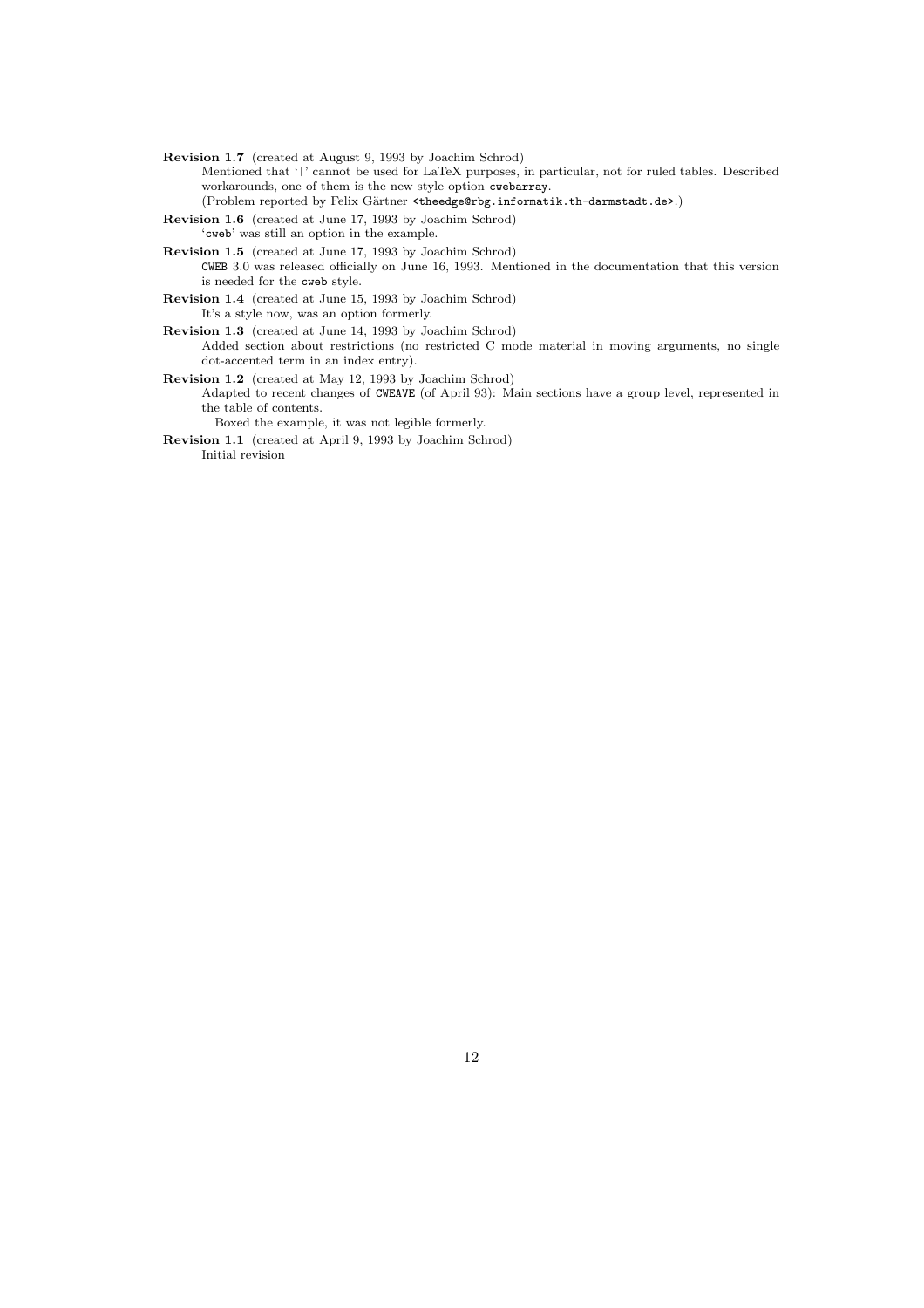**Revision 1.7** (created at August 9, 1993 by Joachim Schrod)
Mentioned that '`|`' cannot be used for LaTeX purposes, in particular, not for ruled tables. Described workarounds, one of them is the new style option `cwebarray`.
(Problem reported by Felix Gärtner `<theedge@rbg.informatik.th-darmstadt.de>`.)

**Revision 1.6** (created at June 17, 1993 by Joachim Schrod)
'`cweb`' was still an option in the example.

**Revision 1.5** (created at June 17, 1993 by Joachim Schrod)
`CWEB` 3.0 was released officially on June 16, 1993. Mentioned in the documentation that this version is needed for the `cweb` style.

**Revision 1.4** (created at June 15, 1993 by Joachim Schrod)
It's a style now, was an option formerly.

**Revision 1.3** (created at June 14, 1993 by Joachim Schrod)
Added section about restrictions (no restricted C mode material in moving arguments, no single dot-accented term in an index entry).

**Revision 1.2** (created at May 12, 1993 by Joachim Schrod)
Adapted to recent changes of `CWEAVE` (of April 93): Main sections have a group level, represented in the table of contents.
Boxed the example, it was not legible formerly.

**Revision 1.1** (created at April 9, 1993 by Joachim Schrod)
Initial revision